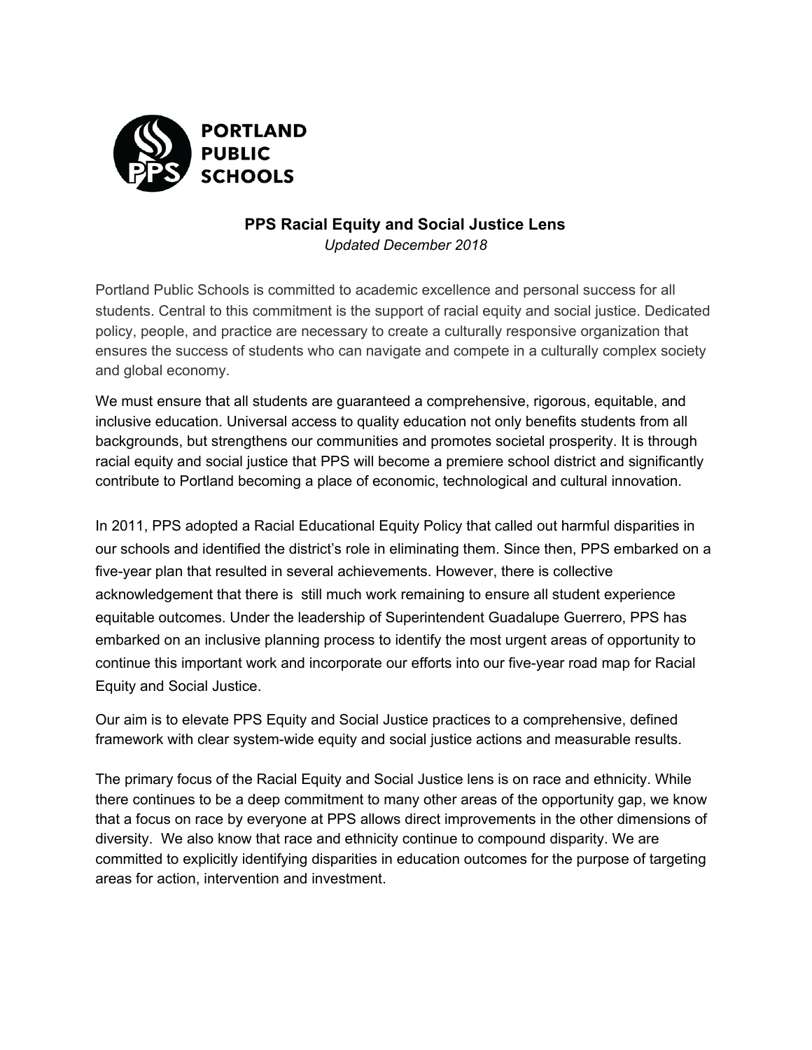PORTLAND
PUBLIC
SCHOOLS

# PPS Racial Equity and Social Justice Lens

*Updated December 2018*

Portland Public Schools is committed to academic excellence and personal success for all students. Central to this commitment is the support of racial equity and social justice. Dedicated policy, people, and practice are necessary to create a culturally responsive organization that ensures the success of students who can navigate and compete in a culturally complex society and global economy.

We must ensure that all students are guaranteed a comprehensive, rigorous, equitable, and inclusive education. Universal access to quality education not only benefits students from all backgrounds, but strengthens our communities and promotes societal prosperity. It is through racial equity and social justice that PPS will become a premiere school district and significantly contribute to Portland becoming a place of economic, technological and cultural innovation.

In 2011, PPS adopted a Racial Educational Equity Policy that called out harmful disparities in our schools and identified the district's role in eliminating them. Since then, PPS embarked on a five-year plan that resulted in several achievements. However, there is collective acknowledgement that there is still much work remaining to ensure all student experience equitable outcomes. Under the leadership of Superintendent Guadalupe Guerrero, PPS has embarked on an inclusive planning process to identify the most urgent areas of opportunity to continue this important work and incorporate our efforts into our five-year road map for Racial Equity and Social Justice.

Our aim is to elevate PPS Equity and Social Justice practices to a comprehensive, defined framework with clear system-wide equity and social justice actions and measurable results.

The primary focus of the Racial Equity and Social Justice lens is on race and ethnicity. While there continues to be a deep commitment to many other areas of the opportunity gap, we know that a focus on race by everyone at PPS allows direct improvements in the other dimensions of diversity. We also know that race and ethnicity continue to compound disparity. We are committed to explicitly identifying disparities in education outcomes for the purpose of targeting areas for action, intervention and investment.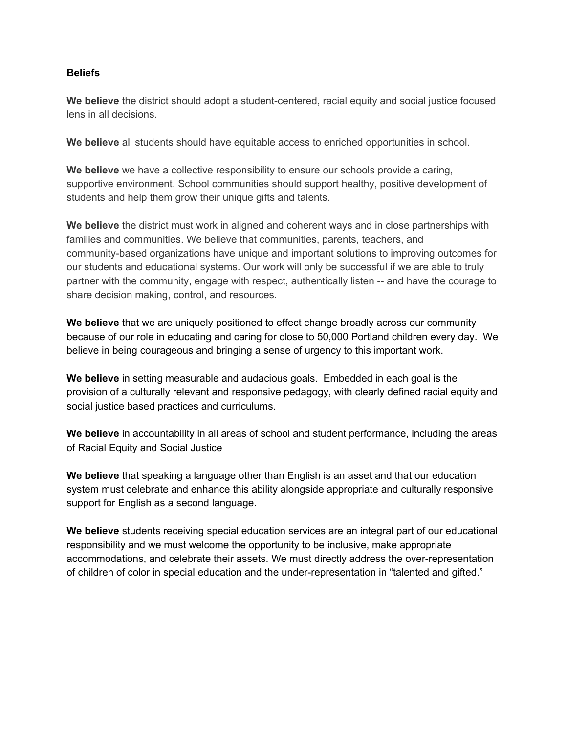**Beliefs**

**We believe** the district should adopt a student-centered, racial equity and social justice focused lens in all decisions.

**We believe** all students should have equitable access to enriched opportunities in school.

**We believe** we have a collective responsibility to ensure our schools provide a caring, supportive environment. School communities should support healthy, positive development of students and help them grow their unique gifts and talents.

**We believe** the district must work in aligned and coherent ways and in close partnerships with families and communities. We believe that communities, parents, teachers, and community-based organizations have unique and important solutions to improving outcomes for our students and educational systems. Our work will only be successful if we are able to truly partner with the community, engage with respect, authentically listen -- and have the courage to share decision making, control, and resources.

**We believe** that we are uniquely positioned to effect change broadly across our community because of our role in educating and caring for close to 50,000 Portland children every day. We believe in being courageous and bringing a sense of urgency to this important work.

**We believe** in setting measurable and audacious goals. Embedded in each goal is the provision of a culturally relevant and responsive pedagogy, with clearly defined racial equity and social justice based practices and curriculums.

**We believe** in accountability in all areas of school and student performance, including the areas of Racial Equity and Social Justice

**We believe** that speaking a language other than English is an asset and that our education system must celebrate and enhance this ability alongside appropriate and culturally responsive support for English as a second language.

**We believe** students receiving special education services are an integral part of our educational responsibility and we must welcome the opportunity to be inclusive, make appropriate accommodations, and celebrate their assets. We must directly address the over-representation of children of color in special education and the under-representation in "talented and gifted."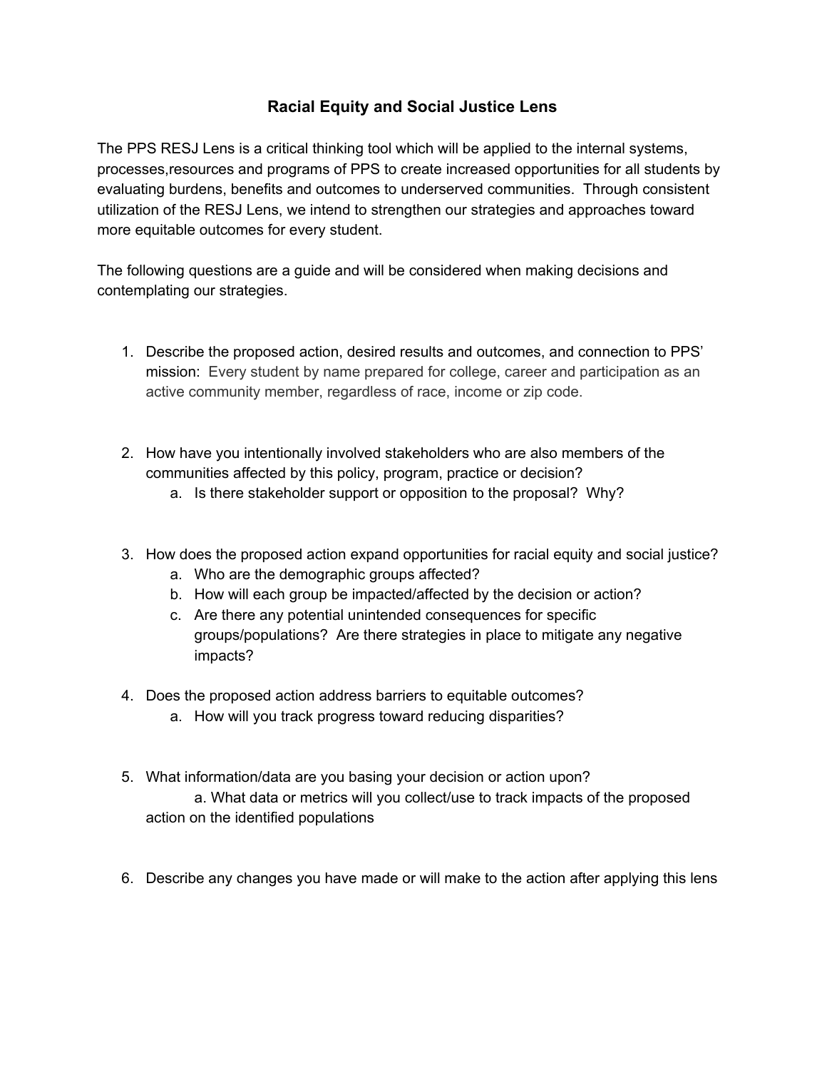## Racial Equity and Social Justice Lens

The PPS RESJ Lens is a critical thinking tool which will be applied to the internal systems, processes,resources and programs of PPS to create increased opportunities for all students by evaluating burdens, benefits and outcomes to underserved communities. Through consistent utilization of the RESJ Lens, we intend to strengthen our strategies and approaches toward more equitable outcomes for every student.

The following questions are a guide and will be considered when making decisions and contemplating our strategies.

1. Describe the proposed action, desired results and outcomes, and connection to PPS' mission: Every student by name prepared for college, career and participation as an active community member, regardless of race, income or zip code.

2. How have you intentionally involved stakeholders who are also members of the communities affected by this policy, program, practice or decision?
   a. Is there stakeholder support or opposition to the proposal? Why?

3. How does the proposed action expand opportunities for racial equity and social justice?
   a. Who are the demographic groups affected?
   b. How will each group be impacted/affected by the decision or action?
   c. Are there any potential unintended consequences for specific groups/populations? Are there strategies in place to mitigate any negative impacts?

4. Does the proposed action address barriers to equitable outcomes?
   a. How will you track progress toward reducing disparities?

5. What information/data are you basing your decision or action upon?
   a. What data or metrics will you collect/use to track impacts of the proposed action on the identified populations

6. Describe any changes you have made or will make to the action after applying this lens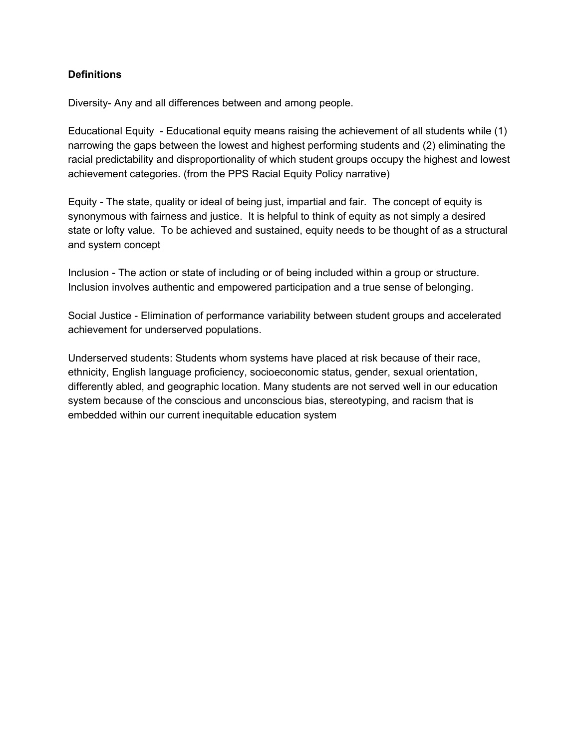**Definitions**

Diversity- Any and all differences between and among people.

Educational Equity - Educational equity means raising the achievement of all students while (1) narrowing the gaps between the lowest and highest performing students and (2) eliminating the racial predictability and disproportionality of which student groups occupy the highest and lowest achievement categories. (from the PPS Racial Equity Policy narrative)

Equity - The state, quality or ideal of being just, impartial and fair. The concept of equity is synonymous with fairness and justice. It is helpful to think of equity as not simply a desired state or lofty value. To be achieved and sustained, equity needs to be thought of as a structural and system concept

Inclusion - The action or state of including or of being included within a group or structure. Inclusion involves authentic and empowered participation and a true sense of belonging.

Social Justice - Elimination of performance variability between student groups and accelerated achievement for underserved populations.

Underserved students: Students whom systems have placed at risk because of their race, ethnicity, English language proficiency, socioeconomic status, gender, sexual orientation, differently abled, and geographic location. Many students are not served well in our education system because of the conscious and unconscious bias, stereotyping, and racism that is embedded within our current inequitable education system